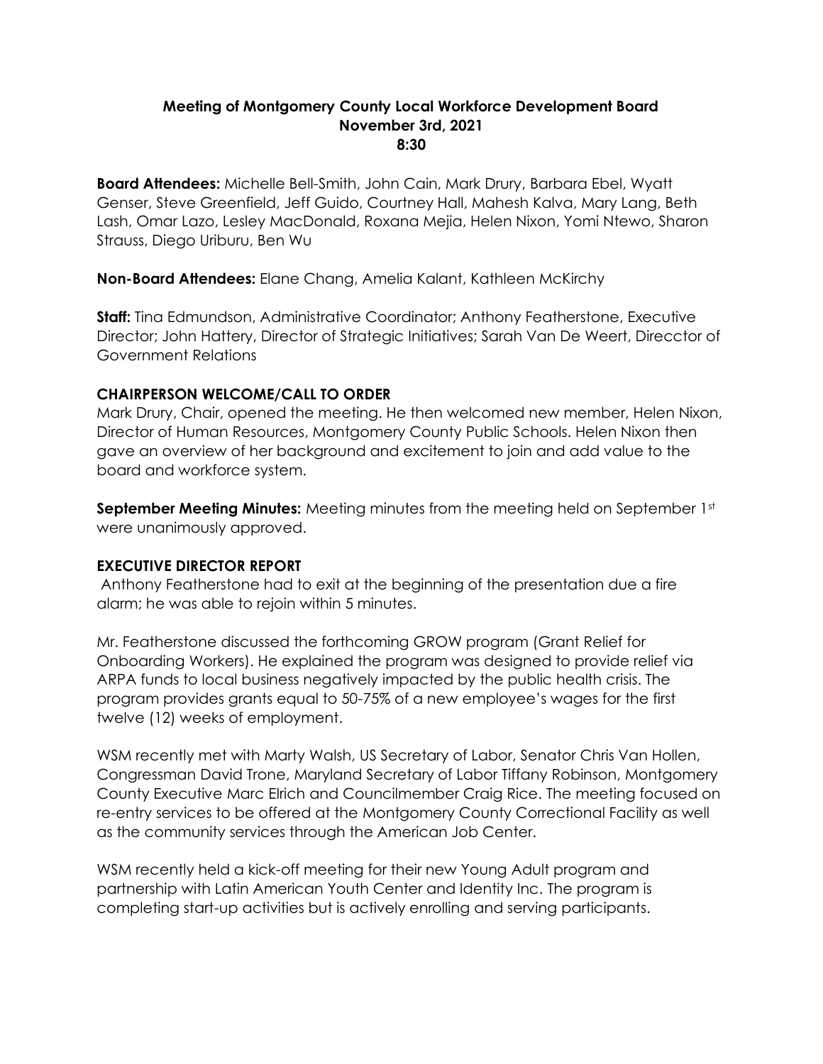# Meeting of Montgomery County Local Workforce Development Board
## November 3rd, 2021
## 8:30

**Board Attendees:** Michelle Bell-Smith, John Cain, Mark Drury, Barbara Ebel, Wyatt Genser, Steve Greenfield, Jeff Guido, Courtney Hall, Mahesh Kalva, Mary Lang, Beth Lash, Omar Lazo, Lesley MacDonald, Roxana Mejia, Helen Nixon, Yomi Ntewo, Sharon Strauss, Diego Uriburu, Ben Wu

**Non-Board Attendees:** Elane Chang, Amelia Kalant, Kathleen McKirchy

**Staff:** Tina Edmundson, Administrative Coordinator; Anthony Featherstone, Executive Director; John Hattery, Director of Strategic Initiatives; Sarah Van De Weert, Direcctor of Government Relations

### CHAIRPERSON WELCOME/CALL TO ORDER

Mark Drury, Chair, opened the meeting. He then welcomed new member, Helen Nixon, Director of Human Resources, Montgomery County Public Schools. Helen Nixon then gave an overview of her background and excitement to join and add value to the board and workforce system.

**September Meeting Minutes:** Meeting minutes from the meeting held on September 1st were unanimously approved.

### EXECUTIVE DIRECTOR REPORT

Anthony Featherstone had to exit at the beginning of the presentation due a fire alarm; he was able to rejoin within 5 minutes.

Mr. Featherstone discussed the forthcoming GROW program (Grant Relief for Onboarding Workers). He explained the program was designed to provide relief via ARPA funds to local business negatively impacted by the public health crisis. The program provides grants equal to 50-75% of a new employee's wages for the first twelve (12) weeks of employment.

WSM recently met with Marty Walsh, US Secretary of Labor, Senator Chris Van Hollen, Congressman David Trone, Maryland Secretary of Labor Tiffany Robinson, Montgomery County Executive Marc Elrich and Councilmember Craig Rice. The meeting focused on re-entry services to be offered at the Montgomery County Correctional Facility as well as the community services through the American Job Center.

WSM recently held a kick-off meeting for their new Young Adult program and partnership with Latin American Youth Center and Identity Inc. The program is completing start-up activities but is actively enrolling and serving participants.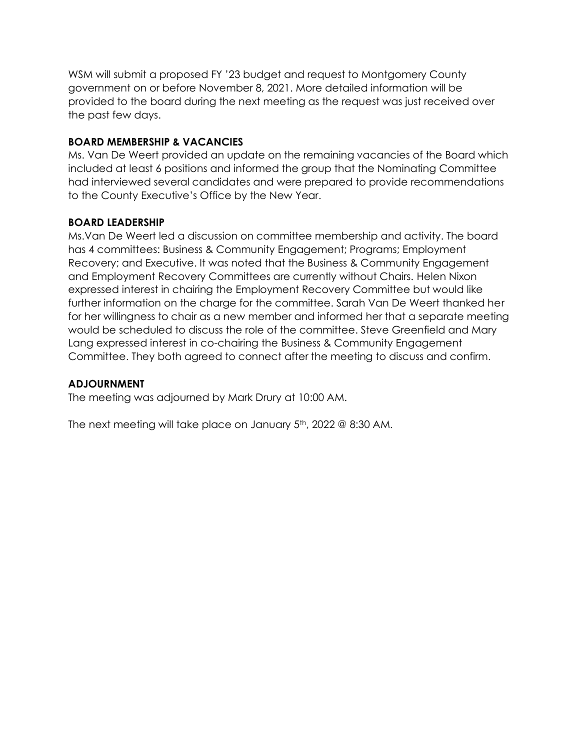WSM will submit a proposed FY '23 budget and request to Montgomery County government on or before November 8, 2021. More detailed information will be provided to the board during the next meeting as the request was just received over the past few days.

## BOARD MEMBERSHIP & VACANCIES

Ms. Van De Weert provided an update on the remaining vacancies of the Board which included at least 6 positions and informed the group that the Nominating Committee had interviewed several candidates and were prepared to provide recommendations to the County Executive's Office by the New Year.

## BOARD LEADERSHIP

Ms.Van De Weert led a discussion on committee membership and activity. The board has 4 committees: Business & Community Engagement; Programs; Employment Recovery; and Executive. It was noted that the Business & Community Engagement and Employment Recovery Committees are currently without Chairs. Helen Nixon expressed interest in chairing the Employment Recovery Committee but would like further information on the charge for the committee. Sarah Van De Weert thanked her for her willingness to chair as a new member and informed her that a separate meeting would be scheduled to discuss the role of the committee. Steve Greenfield and Mary Lang expressed interest in co-chairing the Business & Community Engagement Committee. They both agreed to connect after the meeting to discuss and confirm.

## ADJOURNMENT

The meeting was adjourned by Mark Drury at 10:00 AM.

The next meeting will take place on January 5th, 2022 @ 8:30 AM.